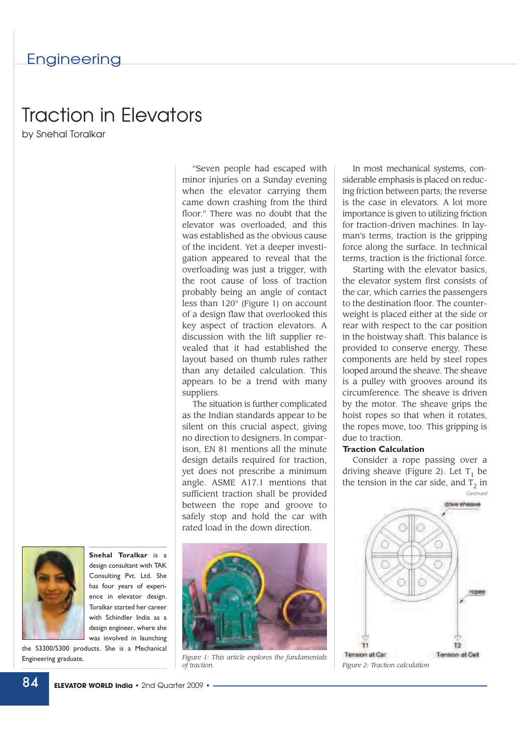Engineering

# Traction in Elevators

by Snehal Toralkar

"Seven people had escaped with minor injuries on a Sunday evening when the elevator carrying them came down crashing from the third floor." There was no doubt that the elevator was overloaded, and this was established as the obvious cause of the incident. Yet a deeper investigation appeared to reveal that the overloading was just a trigger, with the root cause of loss of traction probably being an angle of contact less than 120° (Figure 1) on account of a design flaw that overlooked this key aspect of traction elevators. A discussion with the lift supplier revealed that it had established the layout based on thumb rules rather than any detailed calculation. This appears to be a trend with many suppliers.

The situation is further complicated as the Indian standards appear to be silent on this crucial aspect, giving no direction to designers. In comparison, EN 81 mentions all the minute design details required for traction, yet does not prescribe a minimum angle. ASME A17.1 mentions that sufficient traction shall be provided between the rope and groove to safely stop and hold the car with rated load in the down direction.

In most mechanical systems, considerable emphasis is placed on reducing friction between parts; the reverse is the case in elevators. A lot more importance is given to utilizing friction for traction-driven machines. In layman's terms, traction is the gripping force along the surface. In technical terms, traction is the frictional force.

Starting with the elevator basics, the elevator system first consists of the car, which carries the passengers to the destination floor. The counterweight is placed either at the side or rear with respect to the car position in the hoistway shaft. This balance is provided to conserve energy. These components are held by steel ropes looped around the sheave. The sheave is a pulley with grooves around its circumference. The sheave is driven by the motor. The sheave grips the hoist ropes so that when it rotates, the ropes move, too. This gripping is due to traction.

**Traction Calculation**

Consider a rope passing over a driving sheave (Figure 2). Let $T_1$ be the tension in the car side, and $T_2$ in

*Continued*

**Snehal Toralkar** is a design consultant with TAK Consulting Pvt. Ltd. She has four years of experience in elevator design. Toralkar started her career with Schindler India as a design engineer, where she was involved in launching the S3300/5300 products. She is a Mechanical Engineering graduate.

*Figure 1: This article explores the fundamentals of traction.*

drive sheave

ropes

T1 Tension at Car

T2 Tension at Cwt

*Figure 2: Traction calculation*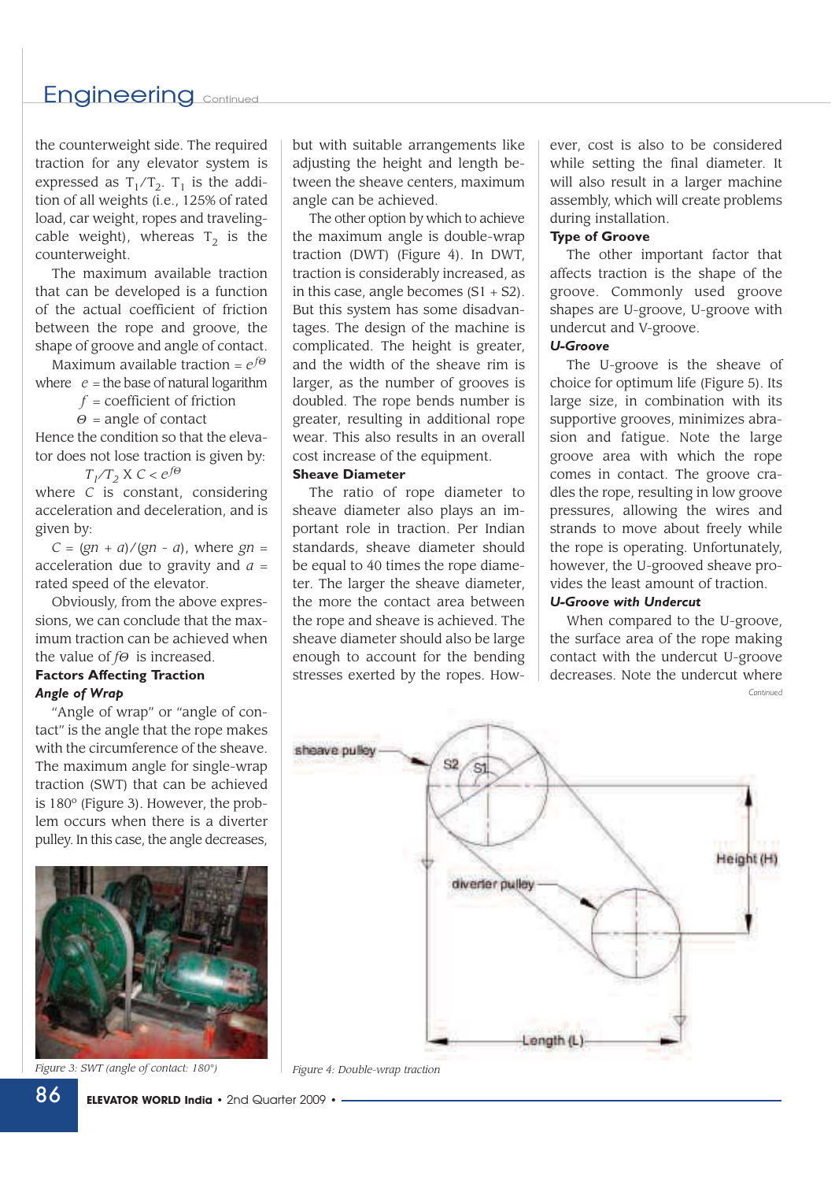the counterweight side. The required traction for any elevator system is expressed as $T_1/T_2$. $T_1$ is the addition of all weights (i.e., 125% of rated load, car weight, ropes and traveling-cable weight), whereas $T_2$ is the counterweight.

The maximum available traction that can be developed is a function of the actual coefficient of friction between the rope and groove, the shape of groove and angle of contact.

Maximum available traction = $e^{f\Theta}$

where $e$ = the base of natural logarithm

$f$ = coefficient of friction

$\Theta$ = angle of contact

Hence the condition so that the elevator does not lose traction is given by:

$$T_1/T_2 \text{ X } C < e^{f\Theta}$$

where $C$ is constant, considering acceleration and deceleration, and is given by:

$C = (gn + a)/(gn - a)$, where $gn$ = acceleration due to gravity and $a$ = rated speed of the elevator.

Obviously, from the above expressions, we can conclude that the maximum traction can be achieved when the value of $f\Theta$ is increased.

**Factors Affecting Traction**

***Angle of Wrap***

"Angle of wrap" or "angle of contact" is the angle that the rope makes with the circumference of the sheave. The maximum angle for single-wrap traction (SWT) that can be achieved is 180° (Figure 3). However, the problem occurs when there is a diverter pulley. In this case, the angle decreases, but with suitable arrangements like adjusting the height and length between the sheave centers, maximum angle can be achieved.

The other option by which to achieve the maximum angle is double-wrap traction (DWT) (Figure 4). In DWT, traction is considerably increased, as in this case, angle becomes (S1 + S2). But this system has some disadvantages. The design of the machine is complicated. The height is greater, and the width of the sheave rim is larger, as the number of grooves is doubled. The rope bends number is greater, resulting in additional rope wear. This also results in an overall cost increase of the equipment.

**Sheave Diameter**

The ratio of rope diameter to sheave diameter also plays an important role in traction. Per Indian standards, sheave diameter should be equal to 40 times the rope diameter. The larger the sheave diameter, the more the contact area between the rope and sheave is achieved. The sheave diameter should also be large enough to account for the bending stresses exerted by the ropes. However, cost is also to be considered while setting the final diameter. It will also result in a larger machine assembly, which will create problems during installation.

**Type of Groove**

The other important factor that affects traction is the shape of the groove. Commonly used groove shapes are U-groove, U-groove with undercut and V-groove.

***U-Groove***

The U-groove is the sheave of choice for optimum life (Figure 5). Its large size, in combination with its supportive grooves, minimizes abrasion and fatigue. Note the large groove area with which the rope comes in contact. The groove cradles the rope, resulting in low groove pressures, allowing the wires and strands to move about freely while the rope is operating. Unfortunately, however, the U-grooved sheave provides the least amount of traction.

***U-Groove with Undercut***

When compared to the U-groove, the surface area of the rope making contact with the undercut U-groove decreases. Note the undercut where

*Continued*

Figure 3: SWT (angle of contact: 180°)

Figure 4: Double-wrap traction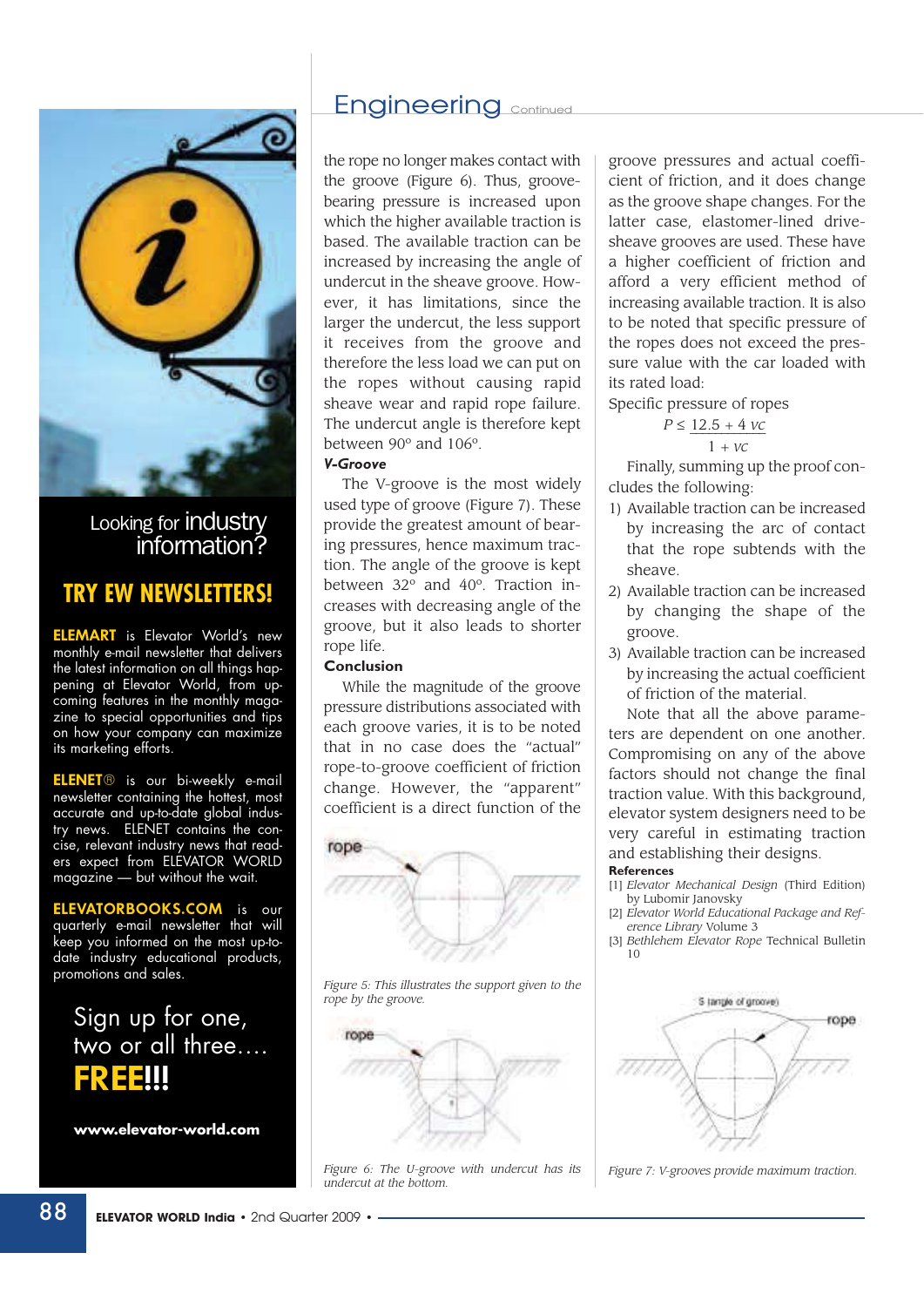## Engineering Continued

the rope no longer makes contact with the groove (Figure 6). Thus, groove-bearing pressure is increased upon which the higher available traction is based. The available traction can be increased by increasing the angle of undercut in the sheave groove. However, it has limitations, since the larger the undercut, the less support it receives from the groove and therefore the less load we can put on the ropes without causing rapid sheave wear and rapid rope failure. The undercut angle is therefore kept between 90° and 106°.

### *V-Groove*

The V-groove is the most widely used type of groove (Figure 7). These provide the greatest amount of bearing pressures, hence maximum traction. The angle of the groove is kept between 32° and 40°. Traction increases with decreasing angle of the groove, but it also leads to shorter rope life.

### Conclusion

While the magnitude of the groove pressure distributions associated with each groove varies, it is to be noted that in no case does the "actual" rope-to-groove coefficient of friction change. However, the "apparent" coefficient is a direct function of the groove pressures and actual coefficient of friction, and it does change as the groove shape changes. For the latter case, elastomer-lined drive-sheave grooves are used. These have a higher coefficient of friction and afford a very efficient method of increasing available traction. It is also to be noted that specific pressure of the ropes does not exceed the pressure value with the car loaded with its rated load:

Specific pressure of ropes

$$P \leq \frac{12.5 + 4\,vc}{1 + vc}$$

Finally, summing up the proof concludes the following:

1) Available traction can be increased by increasing the arc of contact that the rope subtends with the sheave.
2) Available traction can be increased by changing the shape of the groove.
3) Available traction can be increased by increasing the actual coefficient of friction of the material.

Note that all the above parameters are dependent on one another. Compromising on any of the above factors should not change the final traction value. With this background, elevator system designers need to be very careful in estimating traction and establishing their designs.

**References**

[1] *Elevator Mechanical Design* (Third Edition) by Lubomir Janovsky
[2] *Elevator World Educational Package and Reference Library* Volume 3
[3] *Bethlehem Elevator Rope* Technical Bulletin 10

rope

*Figure 5: This illustrates the support given to the rope by the groove.*

rope

*Figure 6: The U-groove with undercut has its undercut at the bottom.*

S (angle of groove)
rope

*Figure 7: V-grooves provide maximum traction.*

Looking for industry information?

**TRY EW NEWSLETTERS!**

**ELEMART** is Elevator World's new monthly e-mail newsletter that delivers the latest information on all things happening at Elevator World, from upcoming features in the monthly magazine to special opportunities and tips on how your company can maximize its marketing efforts.

**ELENET**® is our bi-weekly e-mail newsletter containing the hottest, most accurate and up-to-date global industry news. ELENET contains the concise, relevant industry news that readers expect from ELEVATOR WORLD magazine — but without the wait.

**ELEVATORBOOKS.COM** is our quarterly e-mail newsletter that will keep you informed on the most up-to-date industry educational products, promotions and sales.

Sign up for one, two or all three....
**FREE!!!**

**www.elevator-world.com**